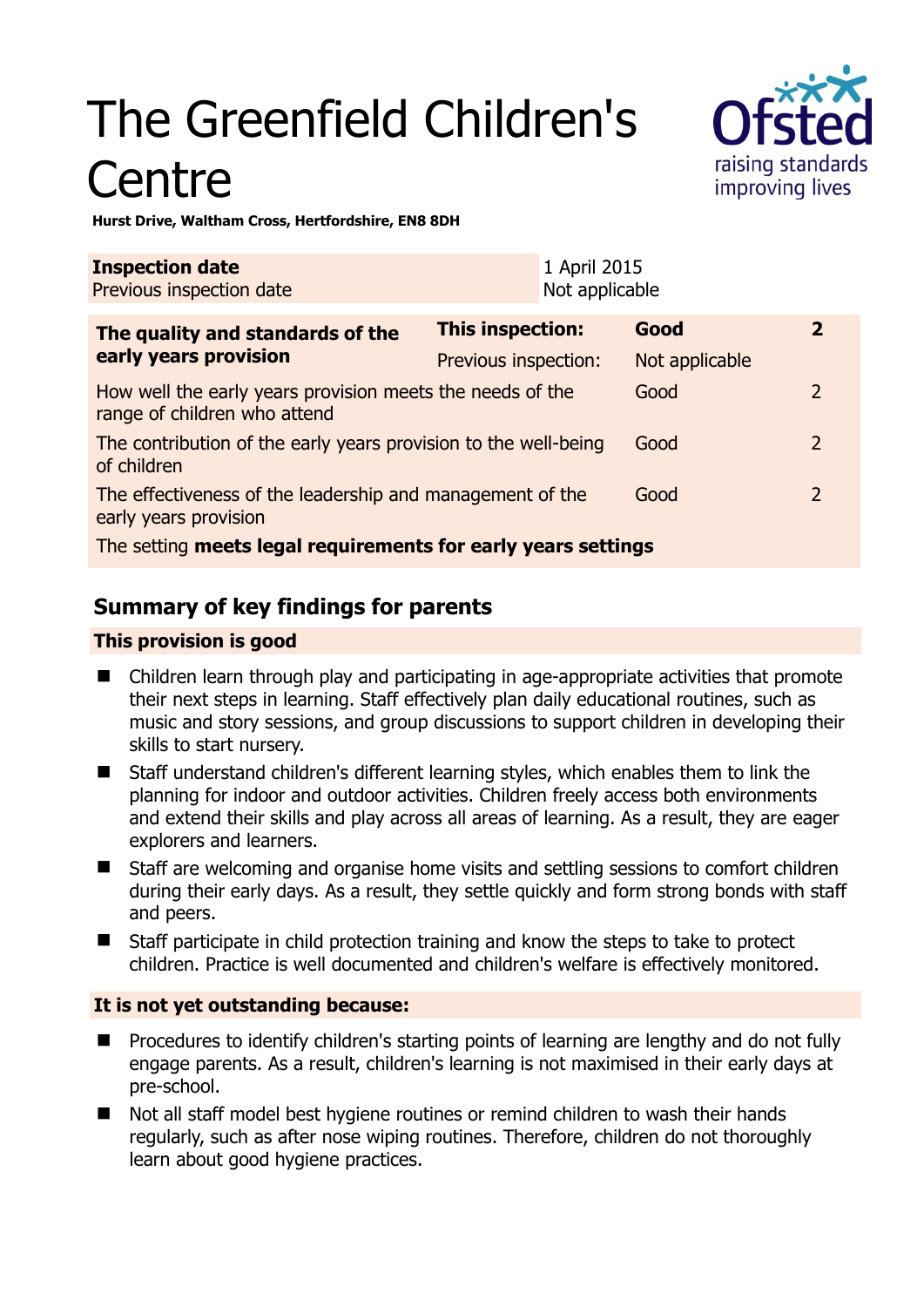# The Greenfield Children's Centre

**Hurst Drive, Waltham Cross, Hertfordshire, EN8 8DH**

| **Inspection date** | 1 April 2015 |
|---|---|
| Previous inspection date | Not applicable |

| **The quality and standards of the early years provision** | **This inspection:** | **Good** | **2** |
|---|---|---|---|
| | Previous inspection: | Not applicable | |
| How well the early years provision meets the needs of the range of children who attend | | Good | 2 |
| The contribution of the early years provision to the well-being of children | | Good | 2 |
| The effectiveness of the leadership and management of the early years provision | | Good | 2 |
| The setting **meets legal requirements for early years settings** | | | |

## Summary of key findings for parents

### This provision is good

- Children learn through play and participating in age-appropriate activities that promote their next steps in learning. Staff effectively plan daily educational routines, such as music and story sessions, and group discussions to support children in developing their skills to start nursery.
- Staff understand children's different learning styles, which enables them to link the planning for indoor and outdoor activities. Children freely access both environments and extend their skills and play across all areas of learning. As a result, they are eager explorers and learners.
- Staff are welcoming and organise home visits and settling sessions to comfort children during their early days. As a result, they settle quickly and form strong bonds with staff and peers.
- Staff participate in child protection training and know the steps to take to protect children. Practice is well documented and children's welfare is effectively monitored.

### It is not yet outstanding because:

- Procedures to identify children's starting points of learning are lengthy and do not fully engage parents. As a result, children's learning is not maximised in their early days at pre-school.
- Not all staff model best hygiene routines or remind children to wash their hands regularly, such as after nose wiping routines. Therefore, children do not thoroughly learn about good hygiene practices.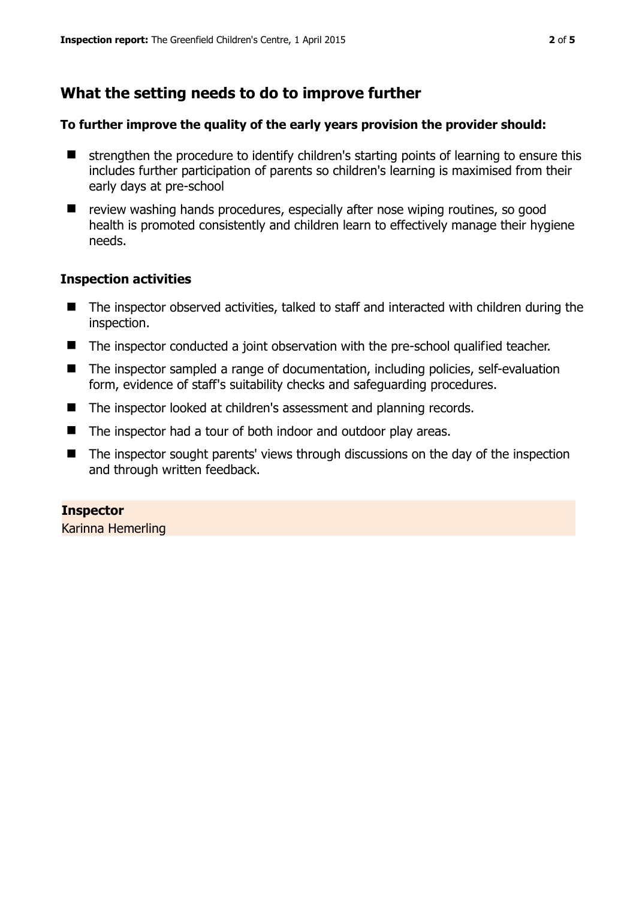## What the setting needs to do to improve further

**To further improve the quality of the early years provision the provider should:**

- strengthen the procedure to identify children's starting points of learning to ensure this includes further participation of parents so children's learning is maximised from their early days at pre-school
- review washing hands procedures, especially after nose wiping routines, so good health is promoted consistently and children learn to effectively manage their hygiene needs.

### Inspection activities

- The inspector observed activities, talked to staff and interacted with children during the inspection.
- The inspector conducted a joint observation with the pre-school qualified teacher.
- The inspector sampled a range of documentation, including policies, self-evaluation form, evidence of staff's suitability checks and safeguarding procedures.
- The inspector looked at children's assessment and planning records.
- The inspector had a tour of both indoor and outdoor play areas.
- The inspector sought parents' views through discussions on the day of the inspection and through written feedback.

**Inspector**
Karinna Hemerling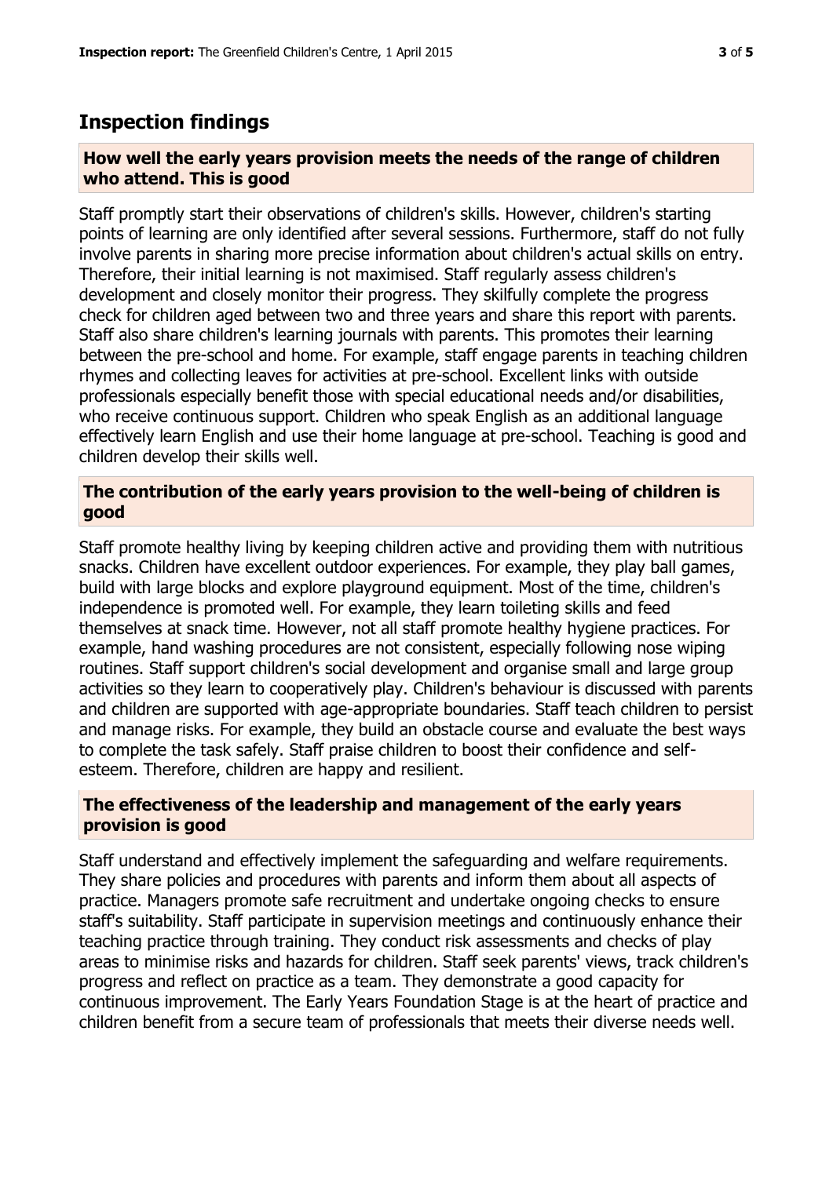## Inspection findings

### How well the early years provision meets the needs of the range of children who attend. This is good

Staff promptly start their observations of children's skills. However, children's starting points of learning are only identified after several sessions. Furthermore, staff do not fully involve parents in sharing more precise information about children's actual skills on entry. Therefore, their initial learning is not maximised. Staff regularly assess children's development and closely monitor their progress. They skilfully complete the progress check for children aged between two and three years and share this report with parents. Staff also share children's learning journals with parents. This promotes their learning between the pre-school and home. For example, staff engage parents in teaching children rhymes and collecting leaves for activities at pre-school. Excellent links with outside professionals especially benefit those with special educational needs and/or disabilities, who receive continuous support. Children who speak English as an additional language effectively learn English and use their home language at pre-school. Teaching is good and children develop their skills well.

### The contribution of the early years provision to the well-being of children is good

Staff promote healthy living by keeping children active and providing them with nutritious snacks. Children have excellent outdoor experiences. For example, they play ball games, build with large blocks and explore playground equipment. Most of the time, children's independence is promoted well. For example, they learn toileting skills and feed themselves at snack time. However, not all staff promote healthy hygiene practices. For example, hand washing procedures are not consistent, especially following nose wiping routines. Staff support children's social development and organise small and large group activities so they learn to cooperatively play. Children's behaviour is discussed with parents and children are supported with age-appropriate boundaries. Staff teach children to persist and manage risks. For example, they build an obstacle course and evaluate the best ways to complete the task safely. Staff praise children to boost their confidence and self-esteem. Therefore, children are happy and resilient.

### The effectiveness of the leadership and management of the early years provision is good

Staff understand and effectively implement the safeguarding and welfare requirements. They share policies and procedures with parents and inform them about all aspects of practice. Managers promote safe recruitment and undertake ongoing checks to ensure staff's suitability. Staff participate in supervision meetings and continuously enhance their teaching practice through training. They conduct risk assessments and checks of play areas to minimise risks and hazards for children. Staff seek parents' views, track children's progress and reflect on practice as a team. They demonstrate a good capacity for continuous improvement. The Early Years Foundation Stage is at the heart of practice and children benefit from a secure team of professionals that meets their diverse needs well.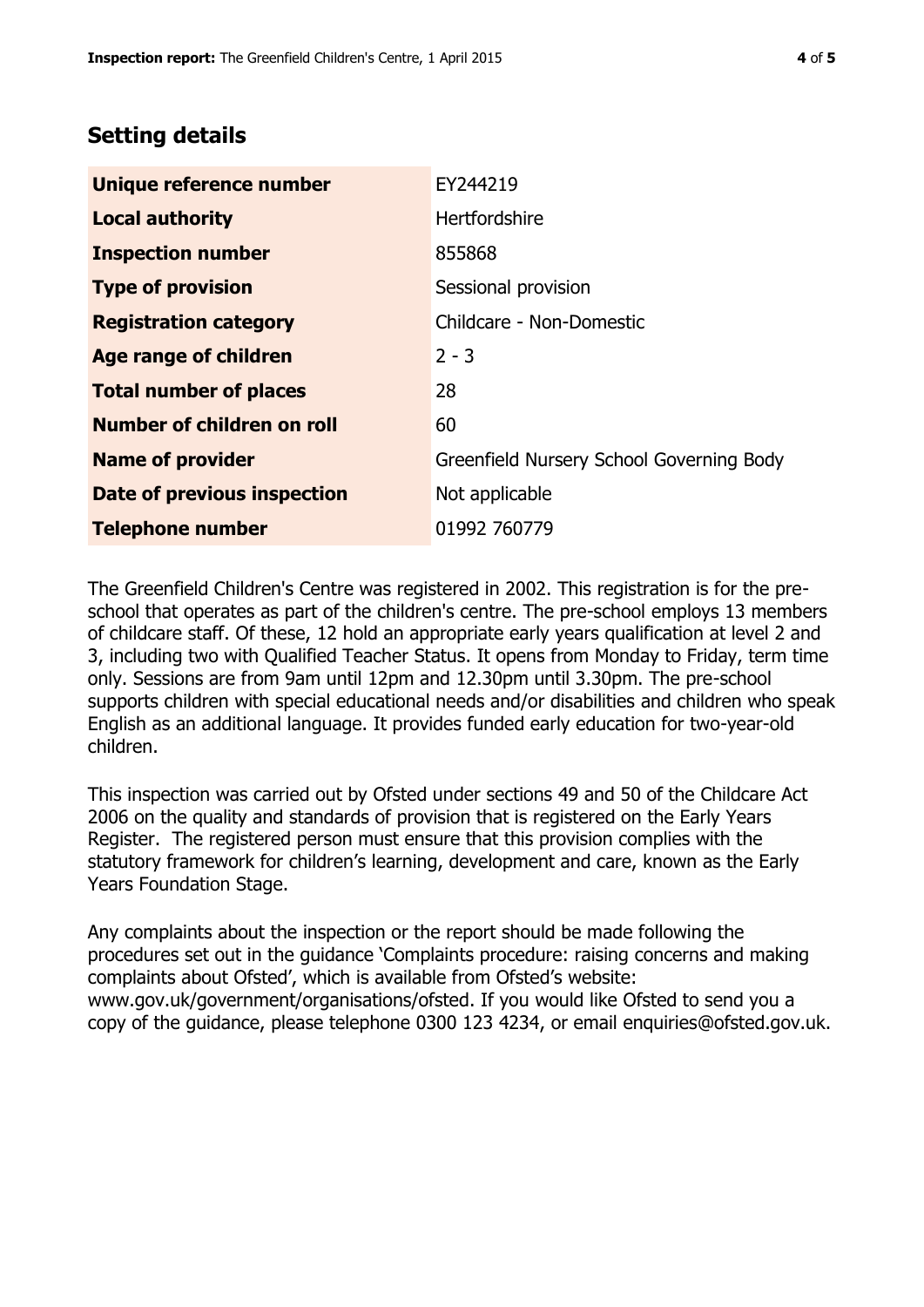## Setting details

| | |
|---|---|
| **Unique reference number** | EY244219 |
| **Local authority** | Hertfordshire |
| **Inspection number** | 855868 |
| **Type of provision** | Sessional provision |
| **Registration category** | Childcare - Non-Domestic |
| **Age range of children** | 2 - 3 |
| **Total number of places** | 28 |
| **Number of children on roll** | 60 |
| **Name of provider** | Greenfield Nursery School Governing Body |
| **Date of previous inspection** | Not applicable |
| **Telephone number** | 01992 760779 |

The Greenfield Children's Centre was registered in 2002. This registration is for the pre-school that operates as part of the children's centre. The pre-school employs 13 members of childcare staff. Of these, 12 hold an appropriate early years qualification at level 2 and 3, including two with Qualified Teacher Status. It opens from Monday to Friday, term time only. Sessions are from 9am until 12pm and 12.30pm until 3.30pm. The pre-school supports children with special educational needs and/or disabilities and children who speak English as an additional language. It provides funded early education for two-year-old children.

This inspection was carried out by Ofsted under sections 49 and 50 of the Childcare Act 2006 on the quality and standards of provision that is registered on the Early Years Register. The registered person must ensure that this provision complies with the statutory framework for children's learning, development and care, known as the Early Years Foundation Stage.

Any complaints about the inspection or the report should be made following the procedures set out in the guidance 'Complaints procedure: raising concerns and making complaints about Ofsted', which is available from Ofsted's website: www.gov.uk/government/organisations/ofsted. If you would like Ofsted to send you a copy of the guidance, please telephone 0300 123 4234, or email enquiries@ofsted.gov.uk.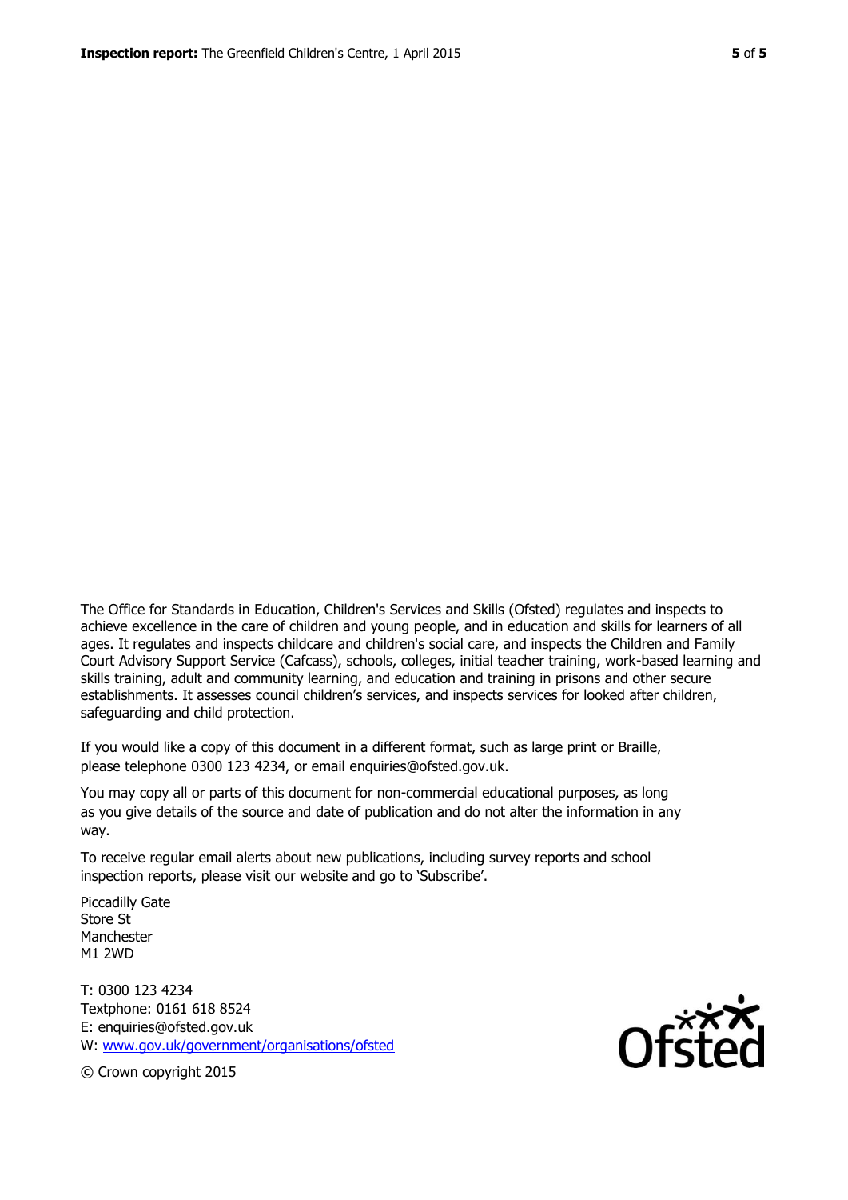The Office for Standards in Education, Children's Services and Skills (Ofsted) regulates and inspects to achieve excellence in the care of children and young people, and in education and skills for learners of all ages. It regulates and inspects childcare and children's social care, and inspects the Children and Family Court Advisory Support Service (Cafcass), schools, colleges, initial teacher training, work-based learning and skills training, adult and community learning, and education and training in prisons and other secure establishments. It assesses council children's services, and inspects services for looked after children, safeguarding and child protection.

If you would like a copy of this document in a different format, such as large print or Braille, please telephone 0300 123 4234, or email enquiries@ofsted.gov.uk.

You may copy all or parts of this document for non-commercial educational purposes, as long as you give details of the source and date of publication and do not alter the information in any way.

To receive regular email alerts about new publications, including survey reports and school inspection reports, please visit our website and go to 'Subscribe'.

Piccadilly Gate
Store St
Manchester
M1 2WD

T: 0300 123 4234
Textphone: 0161 618 8524
E: enquiries@ofsted.gov.uk
W: [www.gov.uk/government/organisations/ofsted](http://www.gov.uk/government/organisations/ofsted)

© Crown copyright 2015

Ofsted